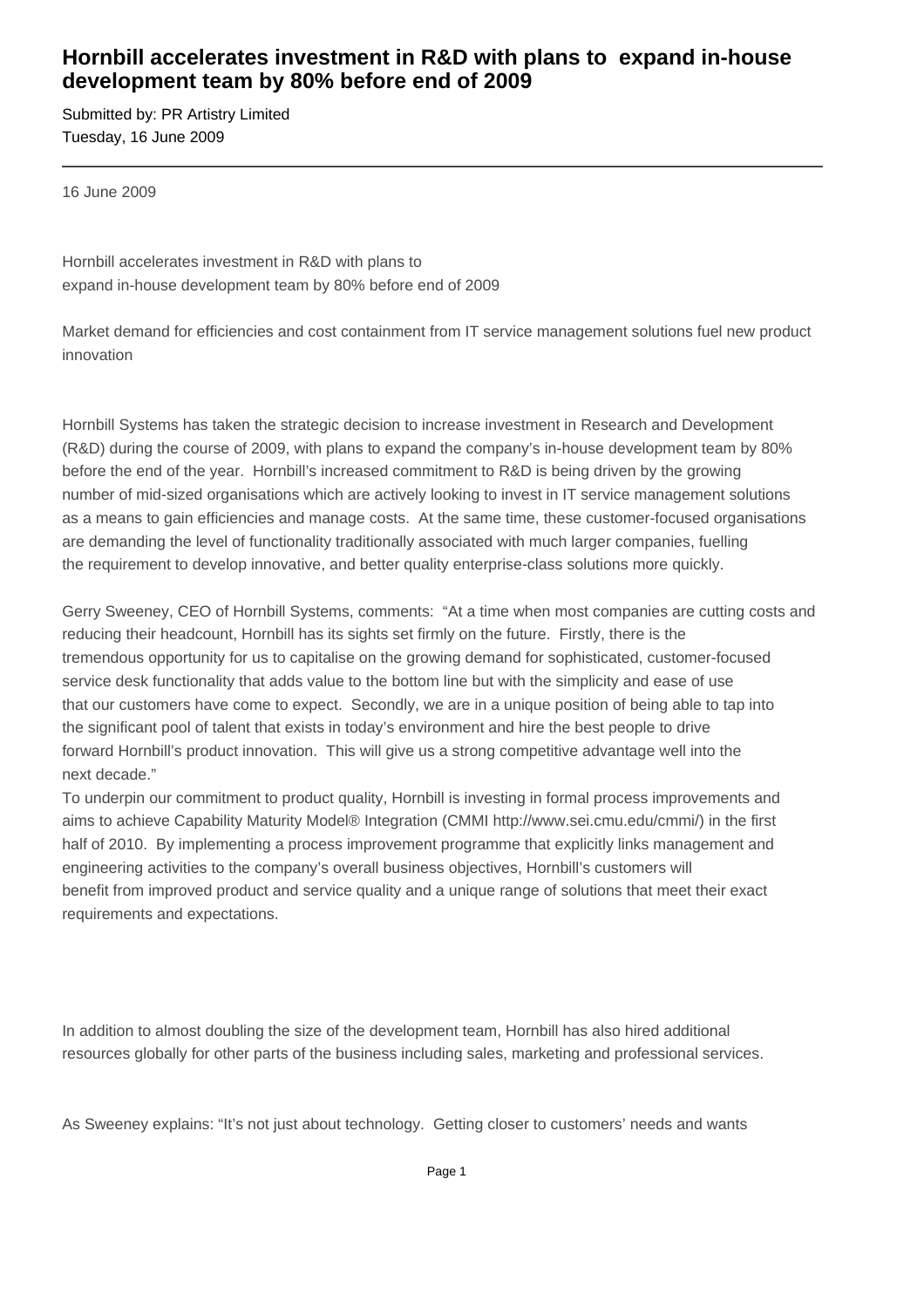# Hornbill accelerates investment in R&D with plans to expand in-house development team by 80% before end of 2009

Submitted by: PR Artistry Limited
Tuesday, 16 June 2009

---

16 June 2009

Hornbill accelerates investment in R&D with plans to
expand in-house development team by 80% before end of 2009

Market demand for efficiencies and cost containment from IT service management solutions fuel new product innovation

Hornbill Systems has taken the strategic decision to increase investment in Research and Development (R&D) during the course of 2009, with plans to expand the company's in-house development team by 80% before the end of the year. Hornbill's increased commitment to R&D is being driven by the growing number of mid-sized organisations which are actively looking to invest in IT service management solutions as a means to gain efficiencies and manage costs. At the same time, these customer-focused organisations are demanding the level of functionality traditionally associated with much larger companies, fuelling the requirement to develop innovative, and better quality enterprise-class solutions more quickly.

Gerry Sweeney, CEO of Hornbill Systems, comments: "At a time when most companies are cutting costs and reducing their headcount, Hornbill has its sights set firmly on the future. Firstly, there is the tremendous opportunity for us to capitalise on the growing demand for sophisticated, customer-focused service desk functionality that adds value to the bottom line but with the simplicity and ease of use that our customers have come to expect. Secondly, we are in a unique position of being able to tap into the significant pool of talent that exists in today's environment and hire the best people to drive forward Hornbill's product innovation. This will give us a strong competitive advantage well into the next decade."

To underpin our commitment to product quality, Hornbill is investing in formal process improvements and aims to achieve Capability Maturity Model® Integration (CMMI http://www.sei.cmu.edu/cmmi/) in the first half of 2010. By implementing a process improvement programme that explicitly links management and engineering activities to the company's overall business objectives, Hornbill's customers will benefit from improved product and service quality and a unique range of solutions that meet their exact requirements and expectations.

In addition to almost doubling the size of the development team, Hornbill has also hired additional resources globally for other parts of the business including sales, marketing and professional services.

As Sweeney explains: "It's not just about technology. Getting closer to customers' needs and wants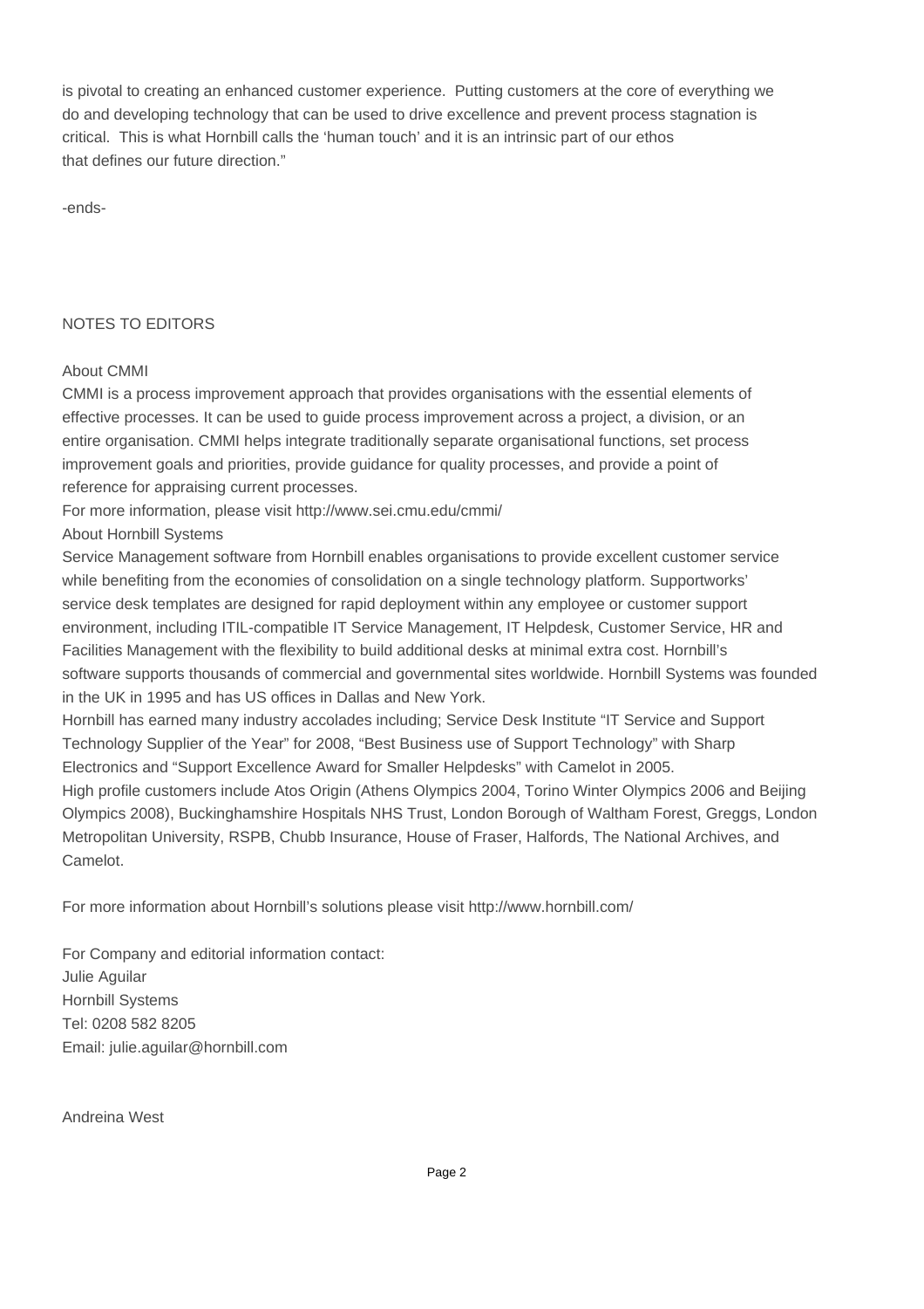is pivotal to creating an enhanced customer experience. Putting customers at the core of everything we do and developing technology that can be used to drive excellence and prevent process stagnation is critical. This is what Hornbill calls the 'human touch' and it is an intrinsic part of our ethos that defines our future direction."

-ends-

NOTES TO EDITORS

About CMMI

CMMI is a process improvement approach that provides organisations with the essential elements of effective processes. It can be used to guide process improvement across a project, a division, or an entire organisation. CMMI helps integrate traditionally separate organisational functions, set process improvement goals and priorities, provide guidance for quality processes, and provide a point of reference for appraising current processes.

For more information, please visit http://www.sei.cmu.edu/cmmi/

About Hornbill Systems

Service Management software from Hornbill enables organisations to provide excellent customer service while benefiting from the economies of consolidation on a single technology platform. Supportworks' service desk templates are designed for rapid deployment within any employee or customer support environment, including ITIL-compatible IT Service Management, IT Helpdesk, Customer Service, HR and Facilities Management with the flexibility to build additional desks at minimal extra cost. Hornbill's software supports thousands of commercial and governmental sites worldwide. Hornbill Systems was founded in the UK in 1995 and has US offices in Dallas and New York.

Hornbill has earned many industry accolades including; Service Desk Institute "IT Service and Support Technology Supplier of the Year" for 2008, "Best Business use of Support Technology" with Sharp Electronics and "Support Excellence Award for Smaller Helpdesks" with Camelot in 2005.

High profile customers include Atos Origin (Athens Olympics 2004, Torino Winter Olympics 2006 and Beijing Olympics 2008), Buckinghamshire Hospitals NHS Trust, London Borough of Waltham Forest, Greggs, London Metropolitan University, RSPB, Chubb Insurance, House of Fraser, Halfords, The National Archives, and Camelot.

For more information about Hornbill's solutions please visit http://www.hornbill.com/

For Company and editorial information contact:
Julie Aguilar
Hornbill Systems
Tel: 0208 582 8205
Email: julie.aguilar@hornbill.com

Andreina West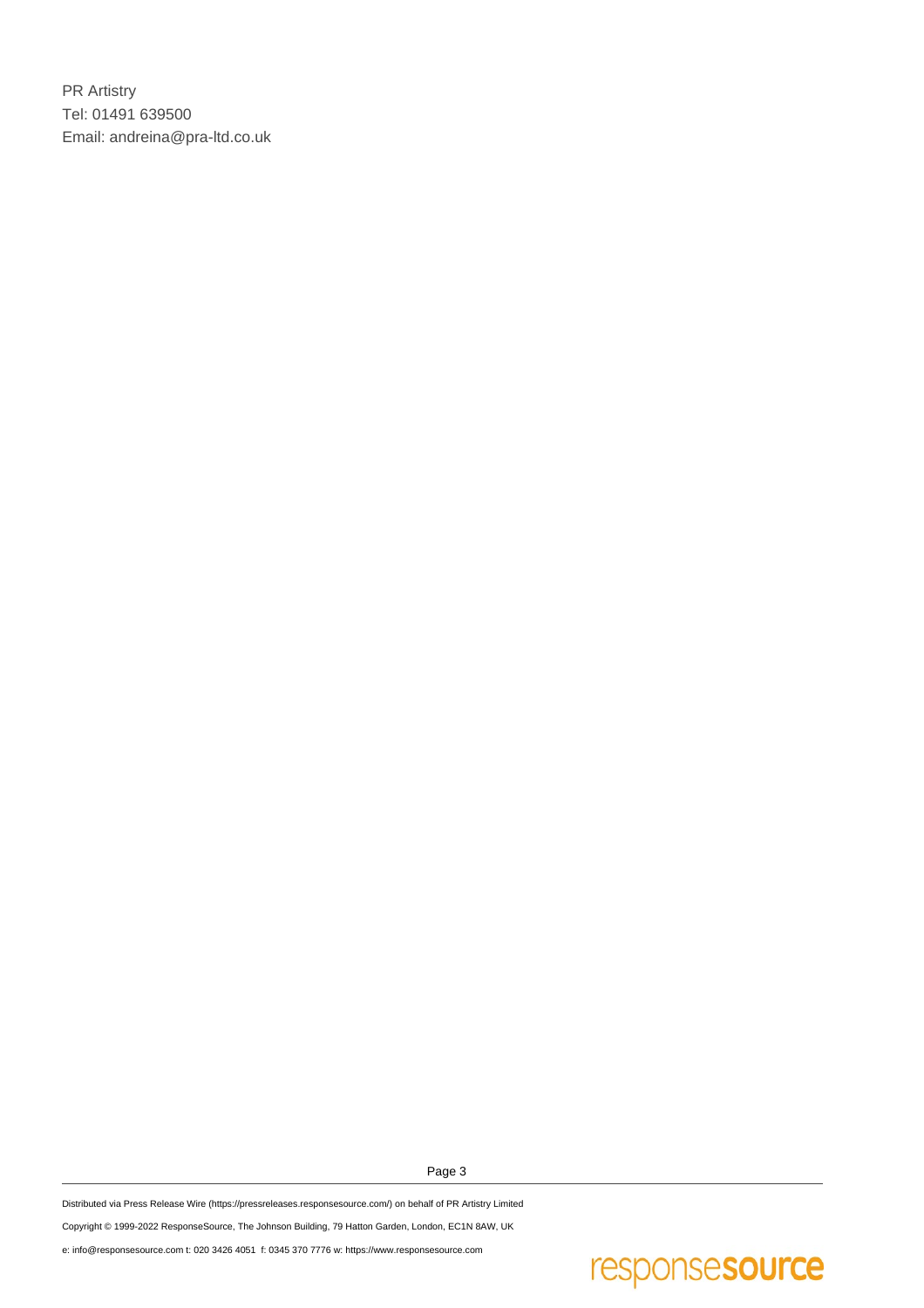PR Artistry
Tel: 01491 639500
Email: andreina@pra-ltd.co.uk